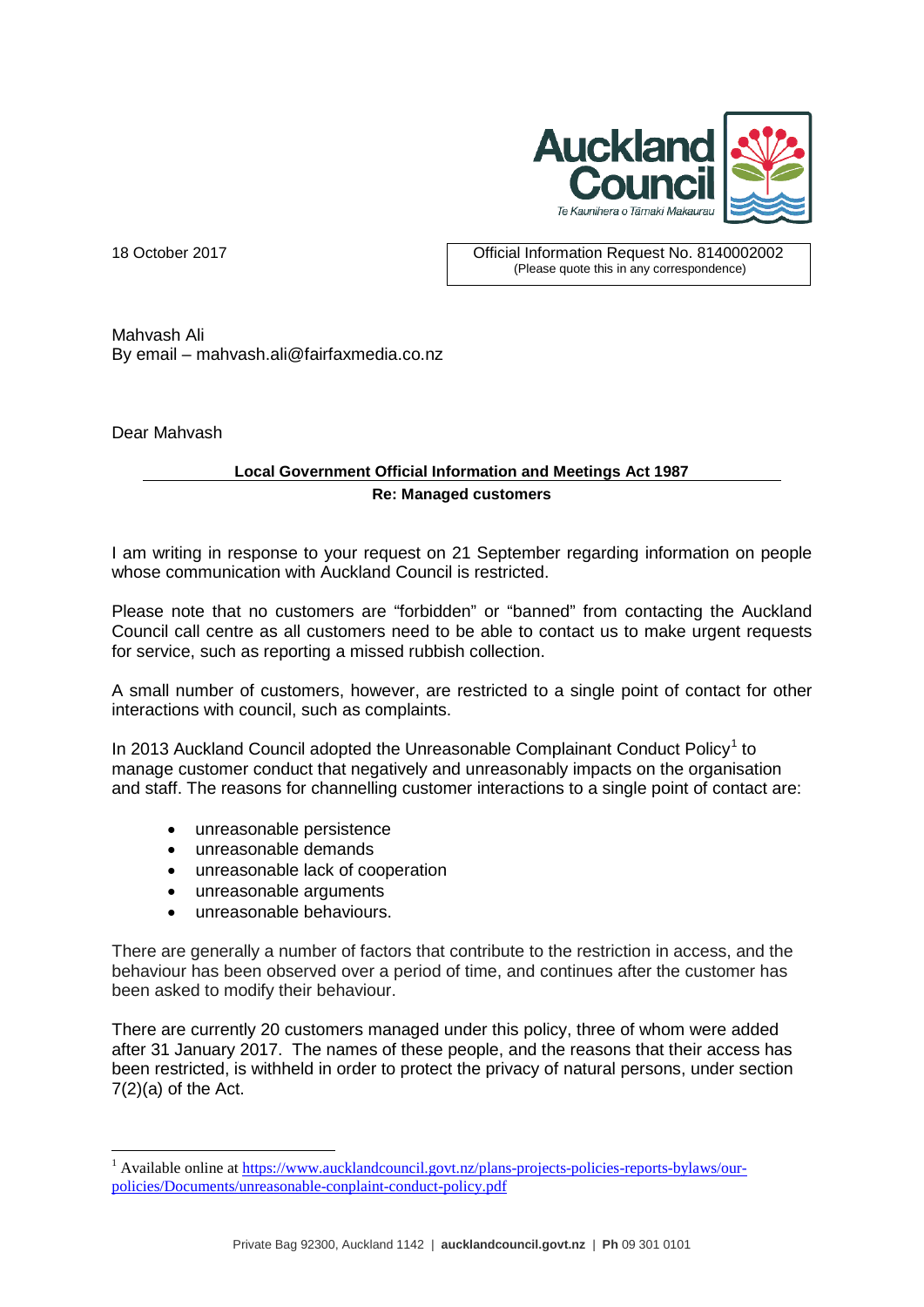Auckland Council
Te Kaunihera o Tāmaki Makaurau

18 October 2017

Official Information Request No. 8140002002
(Please quote this in any correspondence)

Mahvash Ali
By email – mahvash.ali@fairfaxmedia.co.nz

Dear Mahvash

**Local Government Official Information and Meetings Act 1987**
**Re: Managed customers**

I am writing in response to your request on 21 September regarding information on people whose communication with Auckland Council is restricted.

Please note that no customers are “forbidden” or “banned” from contacting the Auckland Council call centre as all customers need to be able to contact us to make urgent requests for service, such as reporting a missed rubbish collection.

A small number of customers, however, are restricted to a single point of contact for other interactions with council, such as complaints.

In 2013 Auckland Council adopted the Unreasonable Complainant Conduct Policy[1] to manage customer conduct that negatively and unreasonably impacts on the organisation and staff. The reasons for channelling customer interactions to a single point of contact are:

- unreasonable persistence
- unreasonable demands
- unreasonable lack of cooperation
- unreasonable arguments
- unreasonable behaviours.

There are generally a number of factors that contribute to the restriction in access, and the behaviour has been observed over a period of time, and continues after the customer has been asked to modify their behaviour.

There are currently 20 customers managed under this policy, three of whom were added after 31 January 2017. The names of these people, and the reasons that their access has been restricted, is withheld in order to protect the privacy of natural persons, under section 7(2)(a) of the Act.

[1] Available online at https://www.aucklandcouncil.govt.nz/plans-projects-policies-reports-bylaws/our-policies/Documents/unreasonable-conplaint-conduct-policy.pdf

Private Bag 92300, Auckland 1142 | **aucklandcouncil.govt.nz** | **Ph** 09 301 0101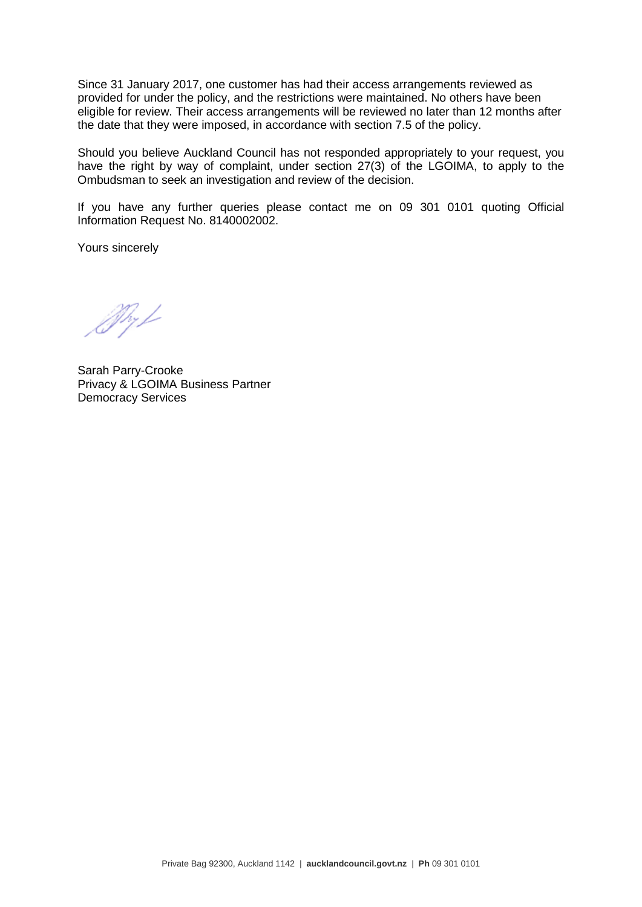Since 31 January 2017, one customer has had their access arrangements reviewed as provided for under the policy, and the restrictions were maintained. No others have been eligible for review. Their access arrangements will be reviewed no later than 12 months after the date that they were imposed, in accordance with section 7.5 of the policy.

Should you believe Auckland Council has not responded appropriately to your request, you have the right by way of complaint, under section 27(3) of the LGOIMA, to apply to the Ombudsman to seek an investigation and review of the decision.

If you have any further queries please contact me on 09 301 0101 quoting Official Information Request No. 8140002002.

Yours sincerely

Sarah Parry-Crooke
Privacy & LGOIMA Business Partner
Democracy Services